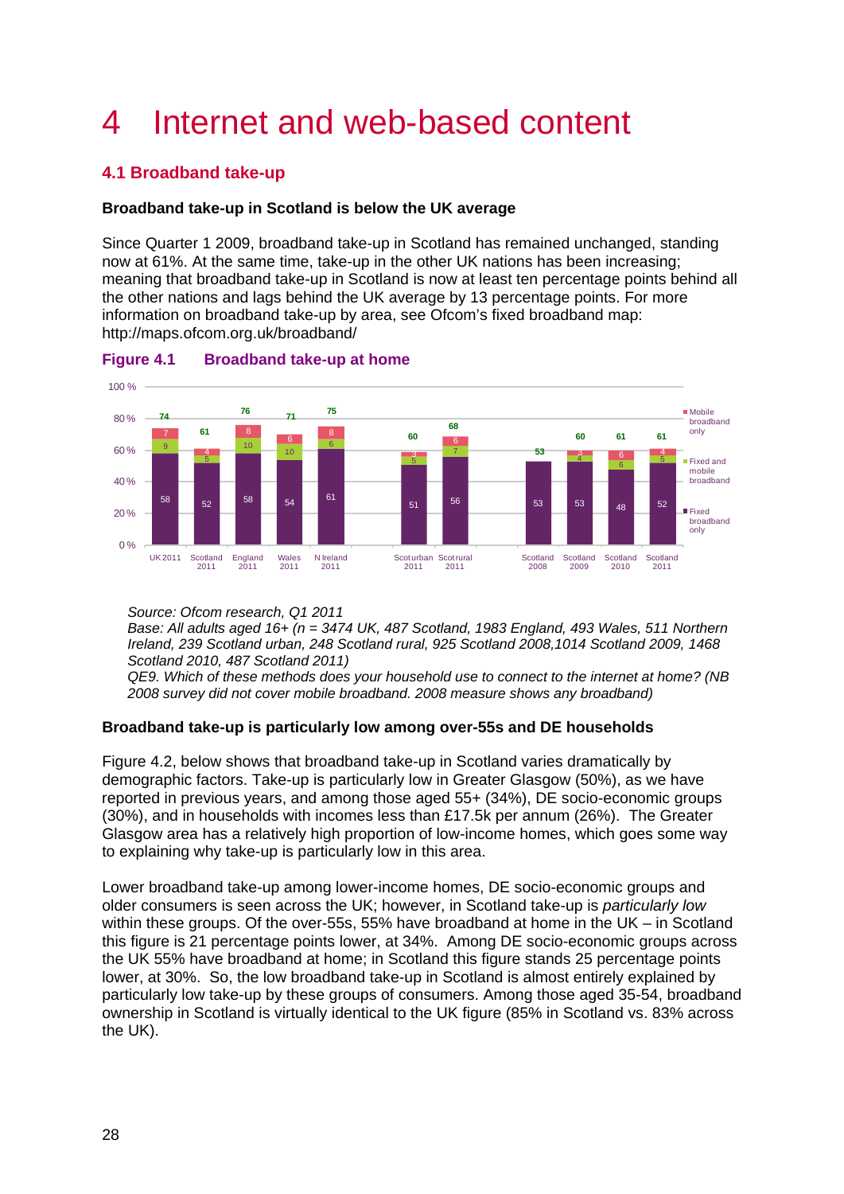# 4 Internet and web-based content

## 4.1 Broadband take-up

**Broadband take-up in Scotland is below the UK average**

Since Quarter 1 2009, broadband take-up in Scotland has remained unchanged, standing now at 61%. At the same time, take-up in the other UK nations has been increasing; meaning that broadband take-up in Scotland is now at least ten percentage points behind all the other nations and lags behind the UK average by 13 percentage points. For more information on broadband take-up by area, see Ofcom's fixed broadband map: http://maps.ofcom.org.uk/broadband/

**Figure 4.1 Broadband take-up at home**

| | UK 2011 | Scotland 2011 | England 2011 | Wales 2011 | N Ireland 2011 | Scot urban 2011 | Scot rural 2011 | Scotland 2008 | Scotland 2009 | Scotland 2010 | Scotland 2011 |
|---|---|---|---|---|---|---|---|---|---|---|---|
| Mobile broadband only | 7 | 4 | 8 | 6 | 8 | 3 | 6 | | 3 | 6 | 4 |
| Fixed and mobile broadband | 9 | 5 | 10 | 10 | 6 | 5 | 7 | | 4 | 6 | 5 |
| Fixed broadband only | 58 | 52 | 58 | 54 | 61 | 51 | 56 | 53 | 53 | 48 | 52 |
| Total | 74 | 61 | 76 | 71 | 75 | 60 | 68 | 53 | 60 | 61 | 61 |

*Source: Ofcom research, Q1 2011*
*Base: All adults aged 16+ (n = 3474 UK, 487 Scotland, 1983 England, 493 Wales, 511 Northern Ireland, 239 Scotland urban, 248 Scotland rural, 925 Scotland 2008,1014 Scotland 2009, 1468 Scotland 2010, 487 Scotland 2011)*
*QE9. Which of these methods does your household use to connect to the internet at home? (NB 2008 survey did not cover mobile broadband. 2008 measure shows any broadband)*

**Broadband take-up is particularly low among over-55s and DE households**

Figure 4.2, below shows that broadband take-up in Scotland varies dramatically by demographic factors. Take-up is particularly low in Greater Glasgow (50%), as we have reported in previous years, and among those aged 55+ (34%), DE socio-economic groups (30%), and in households with incomes less than £17.5k per annum (26%). The Greater Glasgow area has a relatively high proportion of low-income homes, which goes some way to explaining why take-up is particularly low in this area.

Lower broadband take-up among lower-income homes, DE socio-economic groups and older consumers is seen across the UK; however, in Scotland take-up is *particularly low* within these groups. Of the over-55s, 55% have broadband at home in the UK – in Scotland this figure is 21 percentage points lower, at 34%. Among DE socio-economic groups across the UK 55% have broadband at home; in Scotland this figure stands 25 percentage points lower, at 30%. So, the low broadband take-up in Scotland is almost entirely explained by particularly low take-up by these groups of consumers. Among those aged 35-54, broadband ownership in Scotland is virtually identical to the UK figure (85% in Scotland vs. 83% across the UK).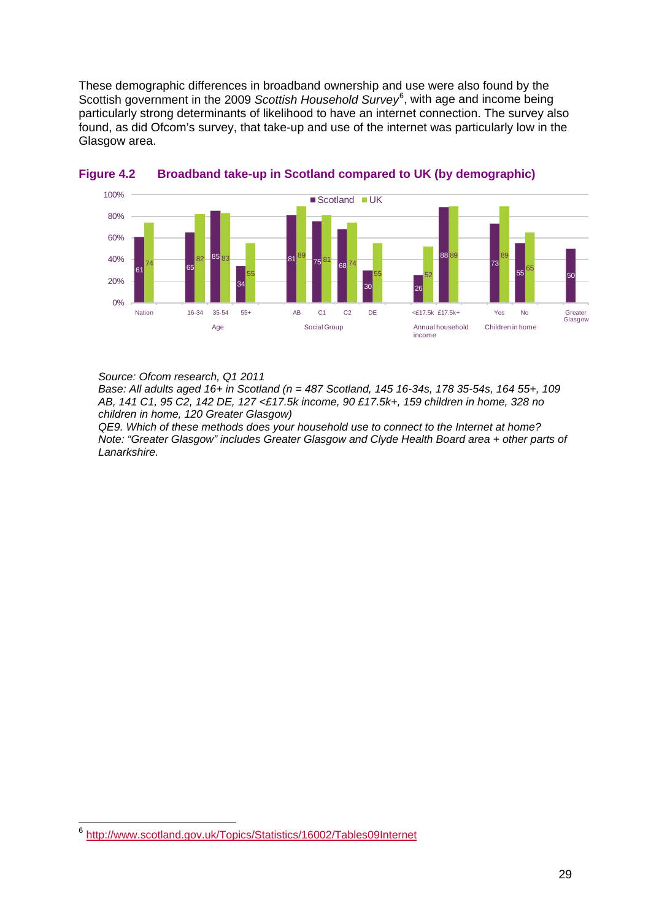These demographic differences in broadband ownership and use were also found by the Scottish government in the 2009 *Scottish Household Survey*[6], with age and income being particularly strong determinants of likelihood to have an internet connection. The survey also found, as did Ofcom's survey, that take-up and use of the internet was particularly low in the Glasgow area.

**Figure 4.2 Broadband take-up in Scotland compared to UK (by demographic)**

| Group | Category | Scotland | UK |
|---|---|---|---|
| Nation | | 61 | 74 |
| Age | 16-34 | 65 | 82 |
| Age | 35-54 | 85 | 83 |
| Age | 55+ | 34 | 55 |
| Social Group | AB | 81 | 89 |
| Social Group | C1 | 75 | 81 |
| Social Group | C2 | 68 | 74 |
| Social Group | DE | 30 | 55 |
| Annual household income | <£17.5k | 26 | 52 |
| Annual household income | £17.5k+ | 88 | 89 |
| Children in home | Yes | 73 | 89 |
| Children in home | No | 55 | 65 |
| Greater Glasgow | | 50 | |

*Source: Ofcom research, Q1 2011*
*Base: All adults aged 16+ in Scotland (n = 487 Scotland, 145 16-34s, 178 35-54s, 164 55+, 109 AB, 141 C1, 95 C2, 142 DE, 127 <£17.5k income, 90 £17.5k+, 159 children in home, 328 no children in home, 120 Greater Glasgow)*
*QE9. Which of these methods does your household use to connect to the Internet at home?*
*Note: "Greater Glasgow" includes Greater Glasgow and Clyde Health Board area + other parts of Lanarkshire.*

[6] http://www.scotland.gov.uk/Topics/Statistics/16002/Tables09Internet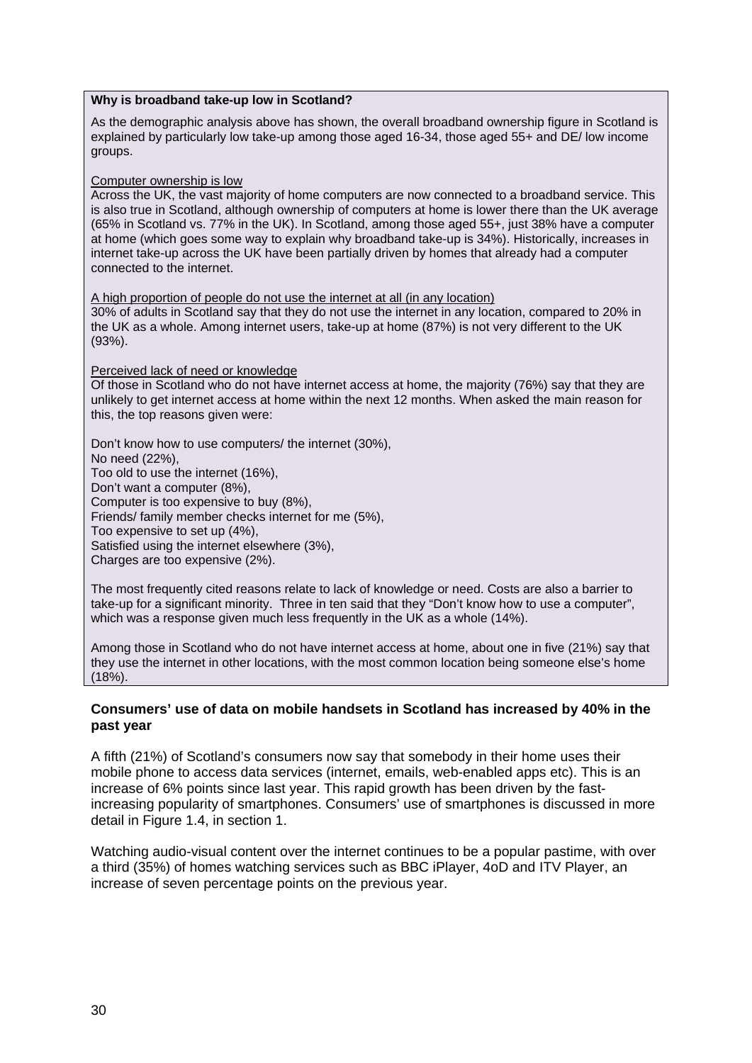**Why is broadband take-up low in Scotland?**

As the demographic analysis above has shown, the overall broadband ownership figure in Scotland is explained by particularly low take-up among those aged 16-34, those aged 55+ and DE/ low income groups.

Computer ownership is low

Across the UK, the vast majority of home computers are now connected to a broadband service. This is also true in Scotland, although ownership of computers at home is lower there than the UK average (65% in Scotland vs. 77% in the UK). In Scotland, among those aged 55+, just 38% have a computer at home (which goes some way to explain why broadband take-up is 34%). Historically, increases in internet take-up across the UK have been partially driven by homes that already had a computer connected to the internet.

A high proportion of people do not use the internet at all (in any location)

30% of adults in Scotland say that they do not use the internet in any location, compared to 20% in the UK as a whole. Among internet users, take-up at home (87%) is not very different to the UK (93%).

Perceived lack of need or knowledge

Of those in Scotland who do not have internet access at home, the majority (76%) say that they are unlikely to get internet access at home within the next 12 months. When asked the main reason for this, the top reasons given were:

Don't know how to use computers/ the internet (30%),
No need (22%),
Too old to use the internet (16%),
Don't want a computer (8%),
Computer is too expensive to buy (8%),
Friends/ family member checks internet for me (5%),
Too expensive to set up (4%),
Satisfied using the internet elsewhere (3%),
Charges are too expensive (2%).

The most frequently cited reasons relate to lack of knowledge or need. Costs are also a barrier to take-up for a significant minority. Three in ten said that they "Don't know how to use a computer", which was a response given much less frequently in the UK as a whole (14%).

Among those in Scotland who do not have internet access at home, about one in five (21%) say that they use the internet in other locations, with the most common location being someone else's home (18%).

**Consumers' use of data on mobile handsets in Scotland has increased by 40% in the past year**

A fifth (21%) of Scotland's consumers now say that somebody in their home uses their mobile phone to access data services (internet, emails, web-enabled apps etc). This is an increase of 6% points since last year. This rapid growth has been driven by the fast-increasing popularity of smartphones. Consumers' use of smartphones is discussed in more detail in Figure 1.4, in section 1.

Watching audio-visual content over the internet continues to be a popular pastime, with over a third (35%) of homes watching services such as BBC iPlayer, 4oD and ITV Player, an increase of seven percentage points on the previous year.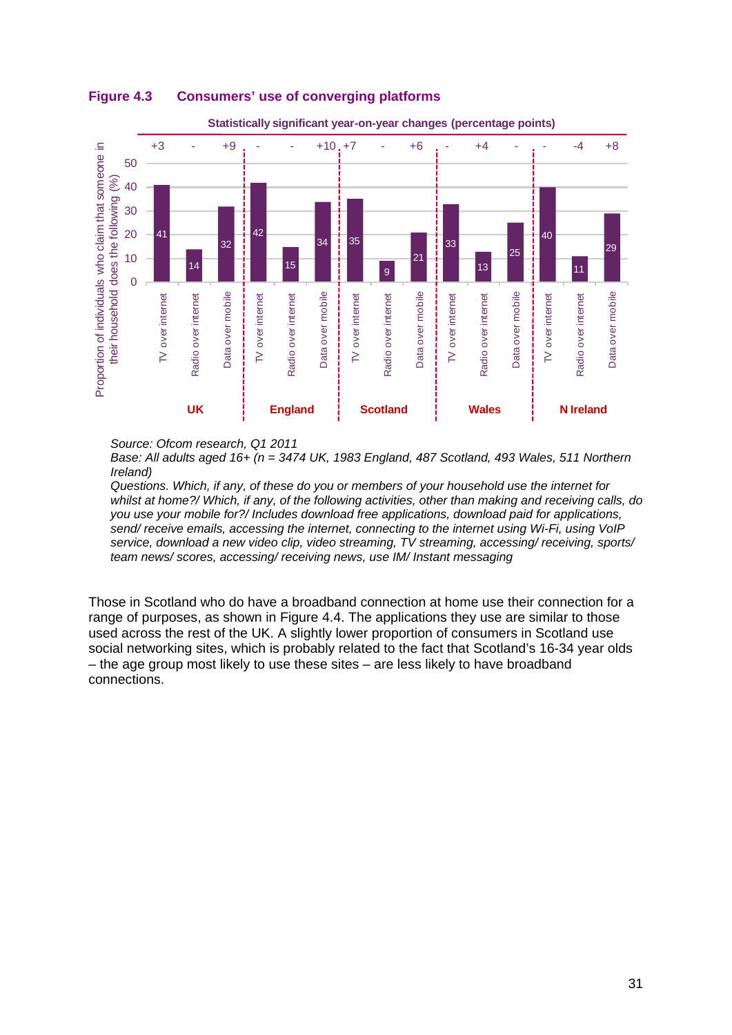**Figure 4.3 Consumers' use of converging platforms**

Statistically significant year-on-year changes (percentage points)

| Nation | Platform | Proportion of individuals who claim that someone in their household does the following (%) | Year-on-year change |
|---|---|---|---|
| UK | TV over internet | 41 | +3 |
| UK | Radio over internet | 14 | - |
| UK | Data over mobile | 32 | +9 |
| England | TV over internet | 42 | - |
| England | Radio over internet | 15 | - |
| England | Data over mobile | 34 | +10 |
| Scotland | TV over internet | 35 | +7 |
| Scotland | Radio over internet | 9 | - |
| Scotland | Data over mobile | 21 | +6 |
| Wales | TV over internet | 33 | - |
| Wales | Radio over internet | 13 | +4 |
| Wales | Data over mobile | 25 | - |
| N Ireland | TV over internet | 40 | - |
| N Ireland | Radio over internet | 11 | -4 |
| N Ireland | Data over mobile | 29 | +8 |

*Source: Ofcom research, Q1 2011*
*Base: All adults aged 16+ (n = 3474 UK, 1983 England, 487 Scotland, 493 Wales, 511 Northern Ireland)*
*Questions. Which, if any, of these do you or members of your household use the internet for whilst at home?/ Which, if any, of the following activities, other than making and receiving calls, do you use your mobile for?/ Includes download free applications, download paid for applications, send/ receive emails, accessing the internet, connecting to the internet using Wi-Fi, using VoIP service, download a new video clip, video streaming, TV streaming, accessing/ receiving, sports/ team news/ scores, accessing/ receiving news, use IM/ Instant messaging*

Those in Scotland who do have a broadband connection at home use their connection for a range of purposes, as shown in Figure 4.4. The applications they use are similar to those used across the rest of the UK. A slightly lower proportion of consumers in Scotland use social networking sites, which is probably related to the fact that Scotland's 16-34 year olds – the age group most likely to use these sites – are less likely to have broadband connections.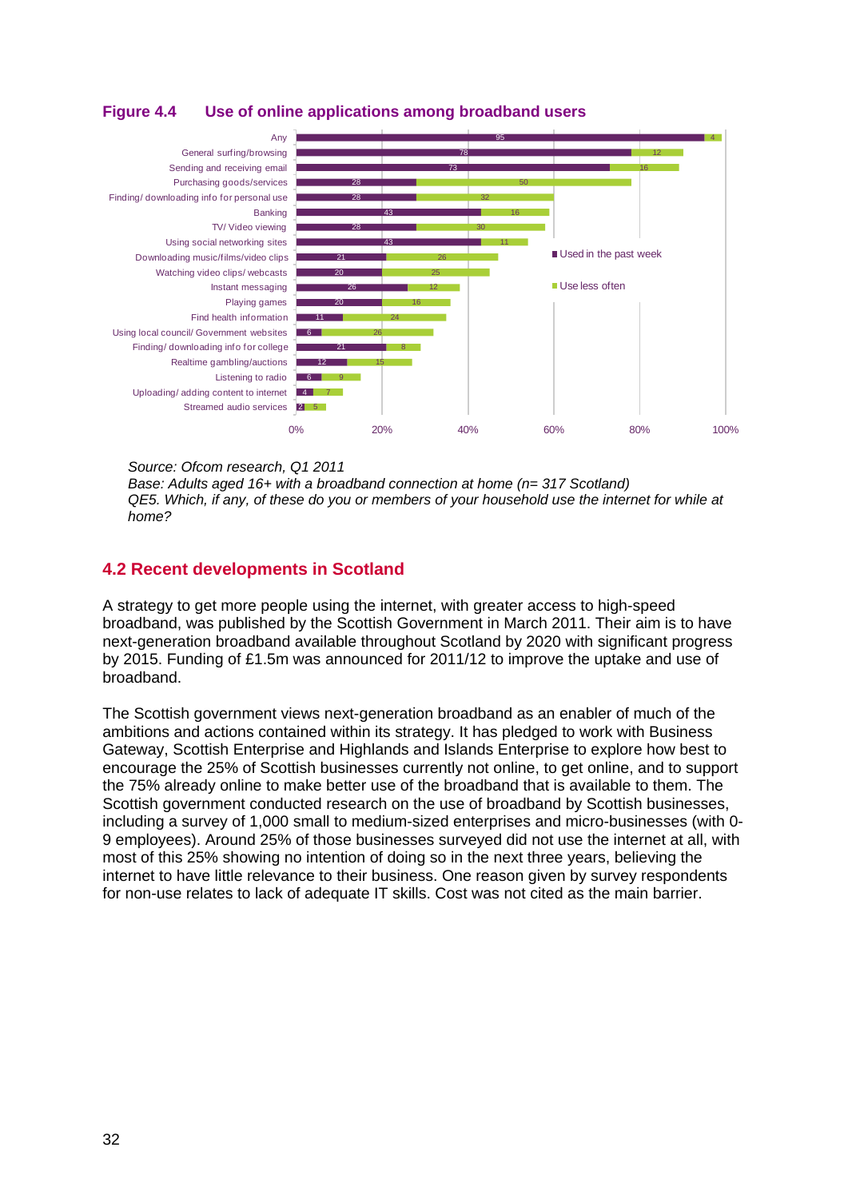**Figure 4.4 Use of online applications among broadband users**

Any 95 4
General surfing/browsing 78 12
Sending and receiving email 73 16
Purchasing goods/services 28 50
Finding/ downloading info for personal use 28 32
Banking 43 16
TV/ Video viewing 28 30
Using social networking sites 43 11
Downloading music/films/video clips 21 26
Watching video clips/ webcasts 20 25
Instant messaging 26 12
Playing games 20 16
Find health information 11 24
Using local council/ Government websites 6 26
Finding/ downloading info for college 21 8
Realtime gambling/auctions 12 15
Listening to radio 6 9
Uploading/ adding content to internet 4 7
Streamed audio services 2 5

0% 20% 40% 60% 80% 100%

Used in the past week

Use less often

*Source: Ofcom research, Q1 2011*
*Base: Adults aged 16+ with a broadband connection at home (n= 317 Scotland)*
*QE5. Which, if any, of these do you or members of your household use the internet for while at home?*

## 4.2 Recent developments in Scotland

A strategy to get more people using the internet, with greater access to high-speed broadband, was published by the Scottish Government in March 2011. Their aim is to have next-generation broadband available throughout Scotland by 2020 with significant progress by 2015. Funding of £1.5m was announced for 2011/12 to improve the uptake and use of broadband.

The Scottish government views next-generation broadband as an enabler of much of the ambitions and actions contained within its strategy. It has pledged to work with Business Gateway, Scottish Enterprise and Highlands and Islands Enterprise to explore how best to encourage the 25% of Scottish businesses currently not online, to get online, and to support the 75% already online to make better use of the broadband that is available to them. The Scottish government conducted research on the use of broadband by Scottish businesses, including a survey of 1,000 small to medium-sized enterprises and micro-businesses (with 0-9 employees). Around 25% of those businesses surveyed did not use the internet at all, with most of this 25% showing no intention of doing so in the next three years, believing the internet to have little relevance to their business. One reason given by survey respondents for non-use relates to lack of adequate IT skills. Cost was not cited as the main barrier.